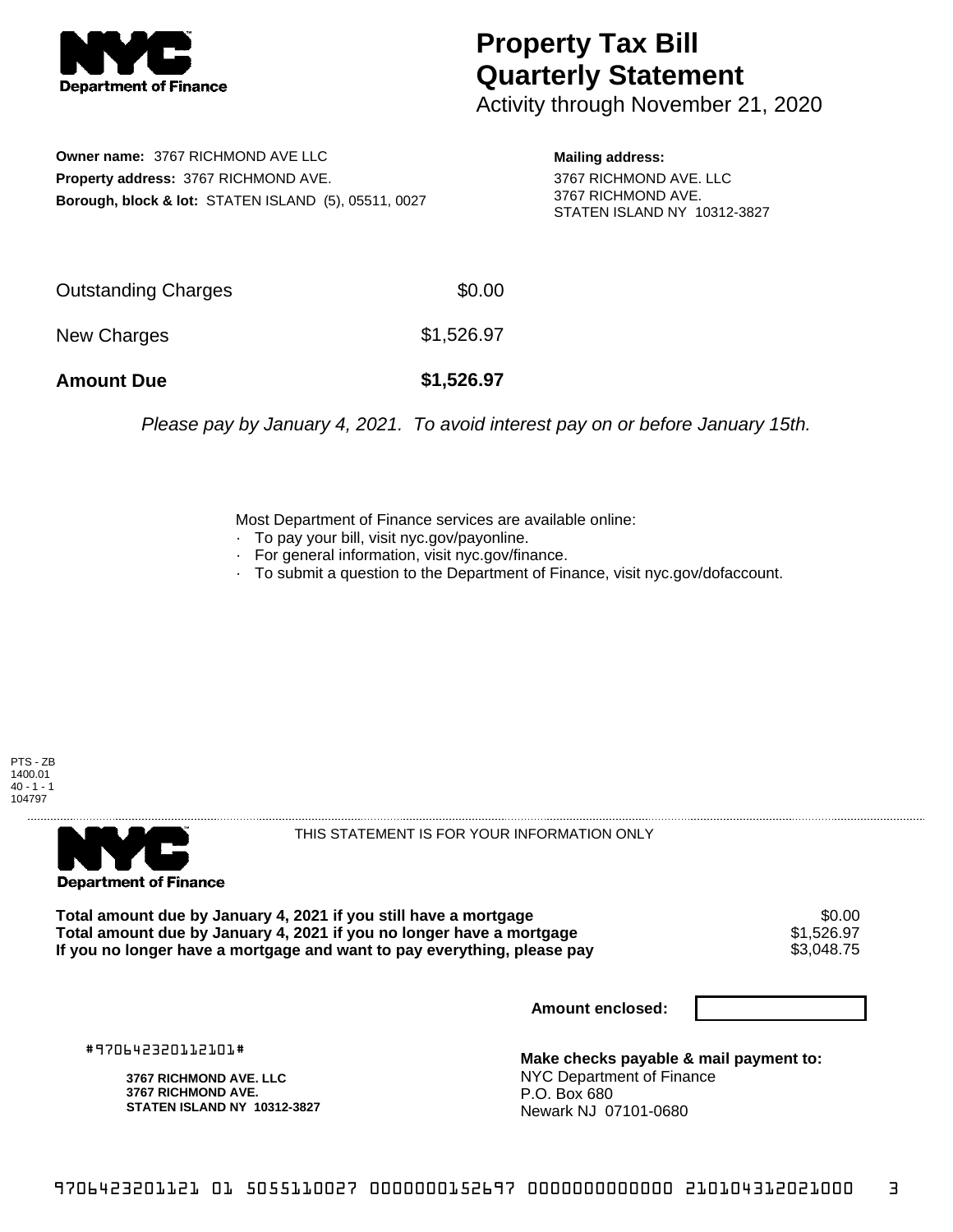# Property Tax Bill Quarterly Statement

Activity through November 21, 2020

**Owner name:** 3767 RICHMOND AVE LLC
**Property address:** 3767 RICHMOND AVE.
**Borough, block & lot:** STATEN ISLAND (5), 05511, 0027

**Mailing address:**
3767 RICHMOND AVE. LLC
3767 RICHMOND AVE.
STATEN ISLAND NY 10312-3827

| | |
|---|---|
| Outstanding Charges | $0.00 |
| New Charges | $1,526.97 |
| **Amount Due** | **$1,526.97** |

*Please pay by January 4, 2021. To avoid interest pay on or before January 15th.*

Most Department of Finance services are available online:
- To pay your bill, visit nyc.gov/payonline.
- For general information, visit nyc.gov/finance.
- To submit a question to the Department of Finance, visit nyc.gov/dofaccount.

PTS - ZB
1400.01
40 - 1 - 1
104797

THIS STATEMENT IS FOR YOUR INFORMATION ONLY

| | |
|---|---|
| **Total amount due by January 4, 2021 if you still have a mortgage** | $0.00 |
| **Total amount due by January 4, 2021 if you no longer have a mortgage** | $1,526.97 |
| **If you no longer have a mortgage and want to pay everything, please pay** | $3,048.75 |

**Amount enclosed:**

#970642320112101#

**3767 RICHMOND AVE. LLC**
**3767 RICHMOND AVE.**
**STATEN ISLAND NY 10312-3827**

**Make checks payable & mail payment to:**
NYC Department of Finance
P.O. Box 680
Newark NJ 07101-0680

9706423201121 01 5055110027 0000000152697 0000000000000 210104312021000 3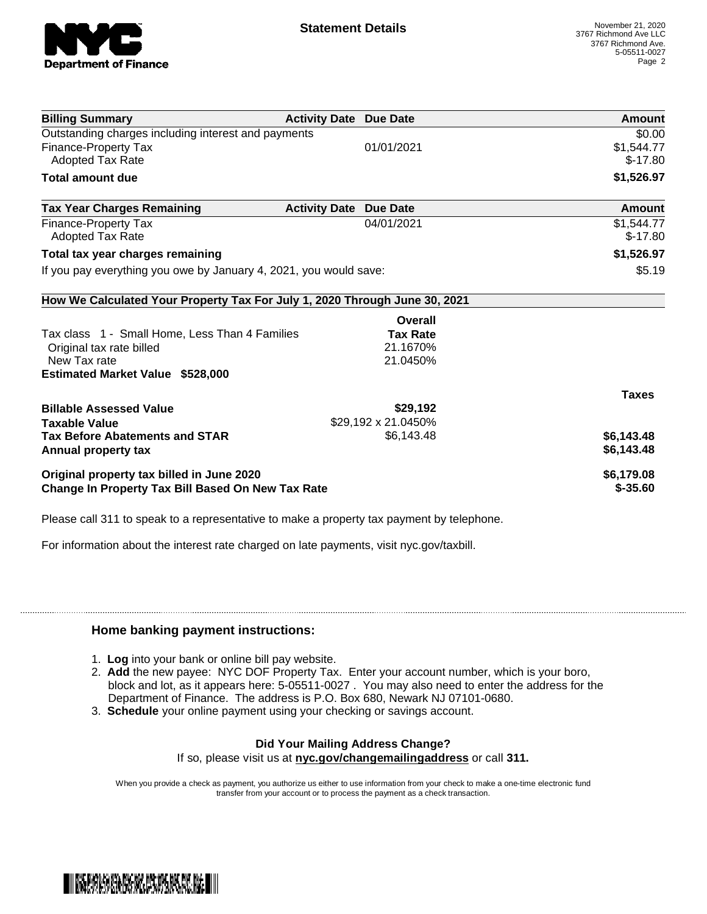**Statement Details**

November 21, 2020
3767 Richmond Ave LLC
3767 Richmond Ave.
5-05511-0027

| Billing Summary | Activity Date | Due Date | Amount |
|---|---|---|---|
| Outstanding charges including interest and payments | | | $0.00 |
| Finance-Property Tax | | 01/01/2021 | $1,544.77 |
| Adopted Tax Rate | | | $-17.80 |
| **Total amount due** | | | **$1,526.97** |

| Tax Year Charges Remaining | Activity Date | Due Date | Amount |
|---|---|---|---|
| Finance-Property Tax | | 04/01/2021 | $1,544.77 |
| Adopted Tax Rate | | | $-17.80 |
| **Total tax year charges remaining** | | | **$1,526.97** |
| If you pay everything you owe by January 4, 2021, you would save: | | | $5.19 |

**How We Calculated Your Property Tax For July 1, 2020 Through June 30, 2021**

| | Overall Tax Rate | |
|---|---|---|
| Tax class 1 - Small Home, Less Than 4 Families | | |
| Original tax rate billed | 21.1670% | |
| New Tax rate | 21.0450% | |
| **Estimated Market Value $528,000** | | |

| | | Taxes |
|---|---|---|
| **Billable Assessed Value** | **$29,192** | |
| **Taxable Value** | $29,192 x 21.0450% | |
| **Tax Before Abatements and STAR** | $6,143.48 | **$6,143.48** |
| **Annual property tax** | | **$6,143.48** |
| **Original property tax billed in June 2020** | | **$6,179.08** |
| **Change In Property Tax Bill Based On New Tax Rate** | | **$-35.60** |

Please call 311 to speak to a representative to make a property tax payment by telephone.

For information about the interest rate charged on late payments, visit nyc.gov/taxbill.

### Home banking payment instructions:

1. **Log** into your bank or online bill pay website.
2. **Add** the new payee: NYC DOF Property Tax. Enter your account number, which is your boro, block and lot, as it appears here: 5-05511-0027 . You may also need to enter the address for the Department of Finance. The address is P.O. Box 680, Newark NJ 07101-0680.
3. **Schedule** your online payment using your checking or savings account.

**Did Your Mailing Address Change?**
If so, please visit us at **nyc.gov/changemailingaddress** or call **311.**

When you provide a check as payment, you authorize us either to use information from your check to make a one-time electronic fund transfer from your account or to process the payment as a check transaction.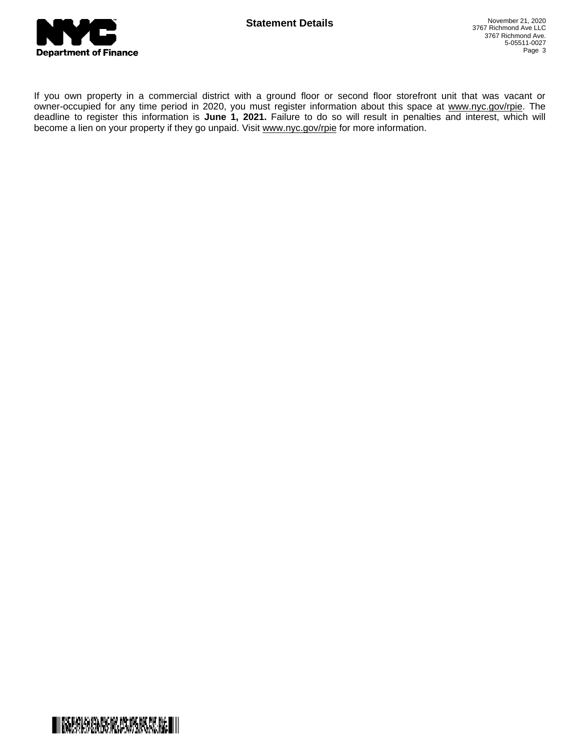Statement Details

November 21, 2020
3767 Richmond Ave LLC
3767 Richmond Ave.
5-05511-0027

If you own property in a commercial district with a ground floor or second floor storefront unit that was vacant or owner-occupied for any time period in 2020, you must register information about this space at www.nyc.gov/rpie. The deadline to register this information is **June 1, 2021.** Failure to do so will result in penalties and interest, which will become a lien on your property if they go unpaid. Visit www.nyc.gov/rpie for more information.